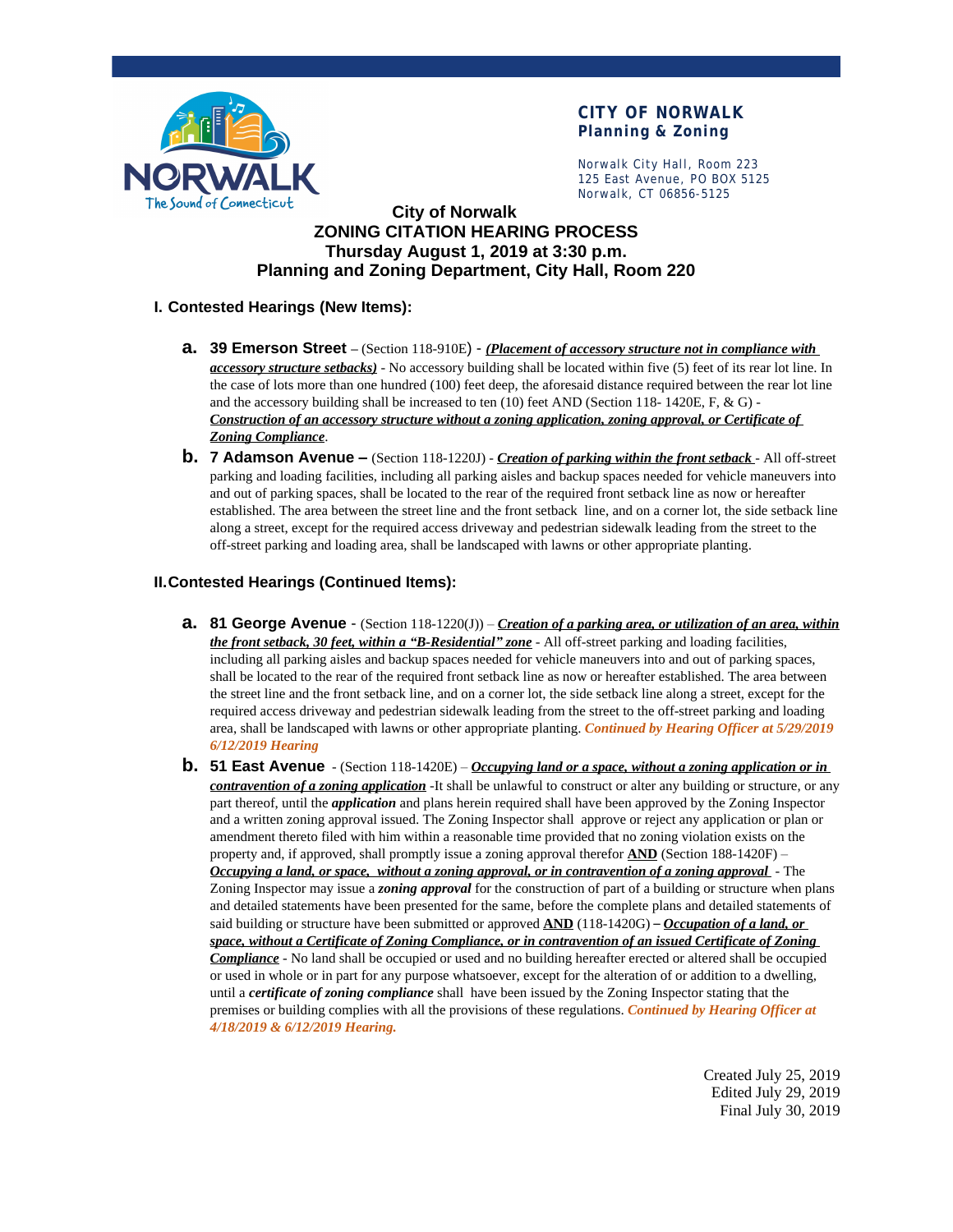**CITY OF NORWALK**
**Planning & Zoning**

Norwalk City Hall, Room 223
125 East Avenue, PO BOX 5125
Norwalk, CT 06856-5125

# City of Norwalk
# ZONING CITATION HEARING PROCESS
# Thursday August 1, 2019 at 3:30 p.m.
# Planning and Zoning Department, City Hall, Room 220

## I. Contested Hearings (New Items):

**a. 39 Emerson Street** – (Section 118-910E) - ***(Placement of accessory structure not in compliance with accessory structure setbacks)*** - No accessory building shall be located within five (5) feet of its rear lot line. In the case of lots more than one hundred (100) feet deep, the aforesaid distance required between the rear lot line and the accessory building shall be increased to ten (10) feet AND (Section 118- 1420E, F, & G) - ***Construction of an accessory structure without a zoning application, zoning approval, or Certificate of Zoning Compliance***.

**b. 7 Adamson Avenue –** (Section 118-1220J) - ***Creation of parking within the front setback*** - All off-street parking and loading facilities, including all parking aisles and backup spaces needed for vehicle maneuvers into and out of parking spaces, shall be located to the rear of the required front setback line as now or hereafter established. The area between the street line and the front setback line, and on a corner lot, the side setback line along a street, except for the required access driveway and pedestrian sidewalk leading from the street to the off-street parking and loading area, shall be landscaped with lawns or other appropriate planting.

## II. Contested Hearings (Continued Items):

**a. 81 George Avenue** - (Section 118-1220(J)) – ***Creation of a parking area, or utilization of an area, within the front setback, 30 feet, within a "B-Residential" zone*** - All off-street parking and loading facilities, including all parking aisles and backup spaces needed for vehicle maneuvers into and out of parking spaces, shall be located to the rear of the required front setback line as now or hereafter established. The area between the street line and the front setback line, and on a corner lot, the side setback line along a street, except for the required access driveway and pedestrian sidewalk leading from the street to the off-street parking and loading area, shall be landscaped with lawns or other appropriate planting. ***Continued by Hearing Officer at 5/29/2019 6/12/2019 Hearing***

**b. 51 East Avenue** - (Section 118-1420E) – ***Occupying land or a space, without a zoning application or in contravention of a zoning application*** -It shall be unlawful to construct or alter any building or structure, or any part thereof, until the ***application*** and plans herein required shall have been approved by the Zoning Inspector and a written zoning approval issued. The Zoning Inspector shall approve or reject any application or plan or amendment thereto filed with him within a reasonable time provided that no zoning violation exists on the property and, if approved, shall promptly issue a zoning approval therefor **AND** (Section 188-1420F) – ***Occupying a land, or space, without a zoning approval, or in contravention of a zoning approval*** - The Zoning Inspector may issue a ***zoning approval*** for the construction of part of a building or structure when plans and detailed statements have been presented for the same, before the complete plans and detailed statements of said building or structure have been submitted or approved **AND** (118-1420G) – ***Occupation of a land, or space, without a Certificate of Zoning Compliance, or in contravention of an issued Certificate of Zoning Compliance*** - No land shall be occupied or used and no building hereafter erected or altered shall be occupied or used in whole or in part for any purpose whatsoever, except for the alteration of or addition to a dwelling, until a ***certificate of zoning compliance*** shall have been issued by the Zoning Inspector stating that the premises or building complies with all the provisions of these regulations. ***Continued by Hearing Officer at 4/18/2019 & 6/12/2019 Hearing.***

Created July 25, 2019
Edited July 29, 2019
Final July 30, 2019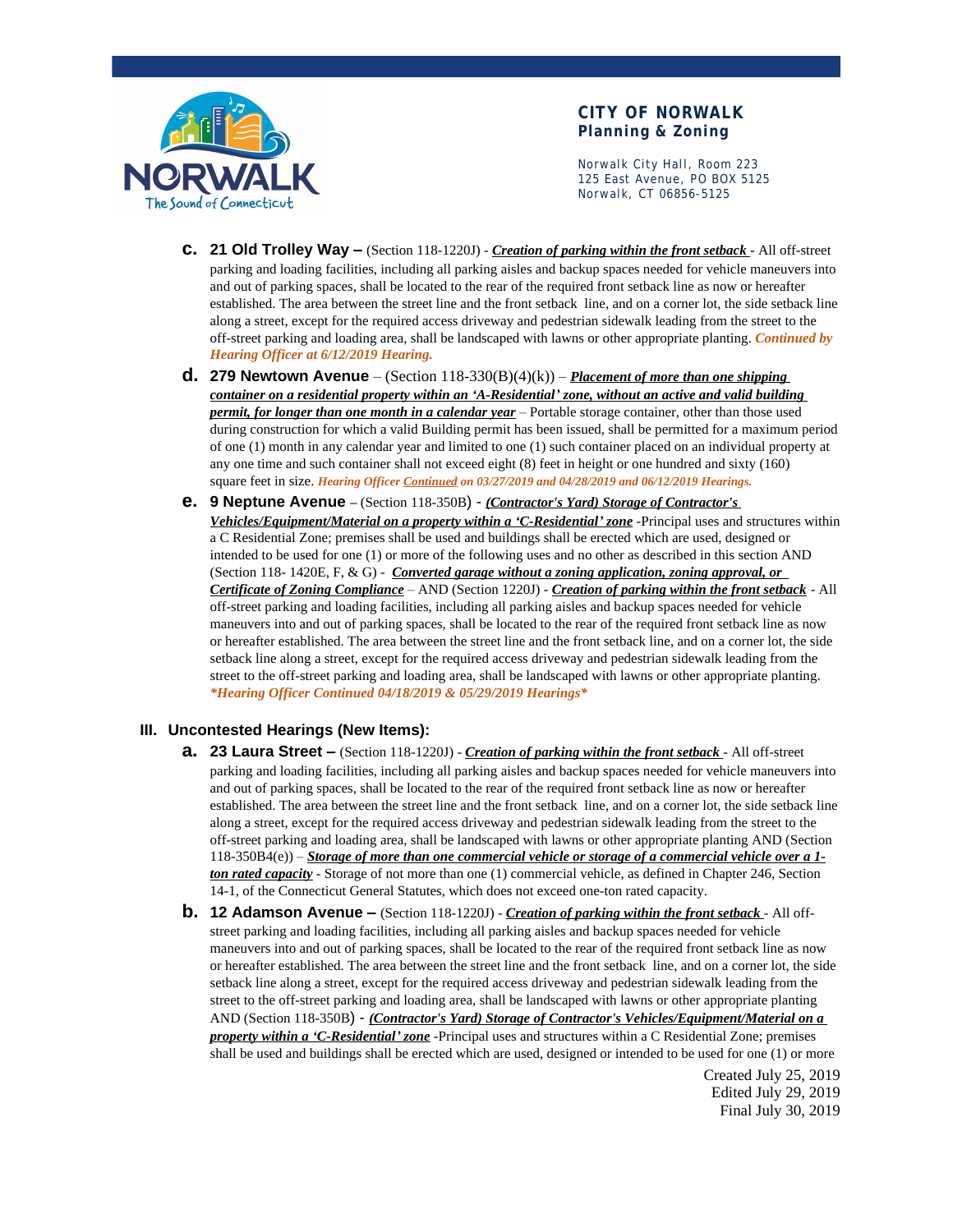c. **21 Old Trolley Way –** (Section 118-1220J) - ***Creation of parking within the front setback*** - All off-street parking and loading facilities, including all parking aisles and backup spaces needed for vehicle maneuvers into and out of parking spaces, shall be located to the rear of the required front setback line as now or hereafter established. The area between the street line and the front setback line, and on a corner lot, the side setback line along a street, except for the required access driveway and pedestrian sidewalk leading from the street to the off-street parking and loading area, shall be landscaped with lawns or other appropriate planting. ***Continued by Hearing Officer at 6/12/2019 Hearing.***

d. **279 Newtown Avenue** – (Section 118-330(B)(4)(k)) – ***Placement of more than one shipping container on a residential property within an 'A-Residential' zone, without an active and valid building permit, for longer than one month in a calendar year*** – Portable storage container, other than those used during construction for which a valid Building permit has been issued, shall be permitted for a maximum period of one (1) month in any calendar year and limited to one (1) such container placed on an individual property at any one time and such container shall not exceed eight (8) feet in height or one hundred and sixty (160) square feet in size. ***Hearing Officer Continued on 03/27/2019 and 04/28/2019 and 06/12/2019 Hearings.***

e. **9 Neptune Avenue** – (Section 118-350B) - ***(Contractor's Yard) Storage of Contractor's Vehicles/Equipment/Material on a property within a 'C-Residential' zone*** -Principal uses and structures within a C Residential Zone; premises shall be used and buildings shall be erected which are used, designed or intended to be used for one (1) or more of the following uses and no other as described in this section AND (Section 118- 1420E, F, & G) - ***Converted garage without a zoning application, zoning approval, or Certificate of Zoning Compliance*** – AND (Section 1220J) - ***Creation of parking within the front setback*** - All off-street parking and loading facilities, including all parking aisles and backup spaces needed for vehicle maneuvers into and out of parking spaces, shall be located to the rear of the required front setback line as now or hereafter established. The area between the street line and the front setback line, and on a corner lot, the side setback line along a street, except for the required access driveway and pedestrian sidewalk leading from the street to the off-street parking and loading area, shall be landscaped with lawns or other appropriate planting. ***\*Hearing Officer Continued 04/18/2019 & 05/29/2019 Hearings\****

## III. Uncontested Hearings (New Items):

a. **23 Laura Street –** (Section 118-1220J) - ***Creation of parking within the front setback*** - All off-street parking and loading facilities, including all parking aisles and backup spaces needed for vehicle maneuvers into and out of parking spaces, shall be located to the rear of the required front setback line as now or hereafter established. The area between the street line and the front setback line, and on a corner lot, the side setback line along a street, except for the required access driveway and pedestrian sidewalk leading from the street to the off-street parking and loading area, shall be landscaped with lawns or other appropriate planting AND (Section 118-350B4(e)) – ***Storage of more than one commercial vehicle or storage of a commercial vehicle over a 1-ton rated capacity*** - Storage of not more than one (1) commercial vehicle, as defined in Chapter 246, Section 14-1, of the Connecticut General Statutes, which does not exceed one-ton rated capacity.

b. **12 Adamson Avenue –** (Section 118-1220J) - ***Creation of parking within the front setback*** - All off-street parking and loading facilities, including all parking aisles and backup spaces needed for vehicle maneuvers into and out of parking spaces, shall be located to the rear of the required front setback line as now or hereafter established. The area between the street line and the front setback line, and on a corner lot, the side setback line along a street, except for the required access driveway and pedestrian sidewalk leading from the street to the off-street parking and loading area, shall be landscaped with lawns or other appropriate planting AND (Section 118-350B) - ***(Contractor's Yard) Storage of Contractor's Vehicles/Equipment/Material on a property within a 'C-Residential' zone*** -Principal uses and structures within a C Residential Zone; premises shall be used and buildings shall be erected which are used, designed or intended to be used for one (1) or more

Created July 25, 2019
Edited July 29, 2019
Final July 30, 2019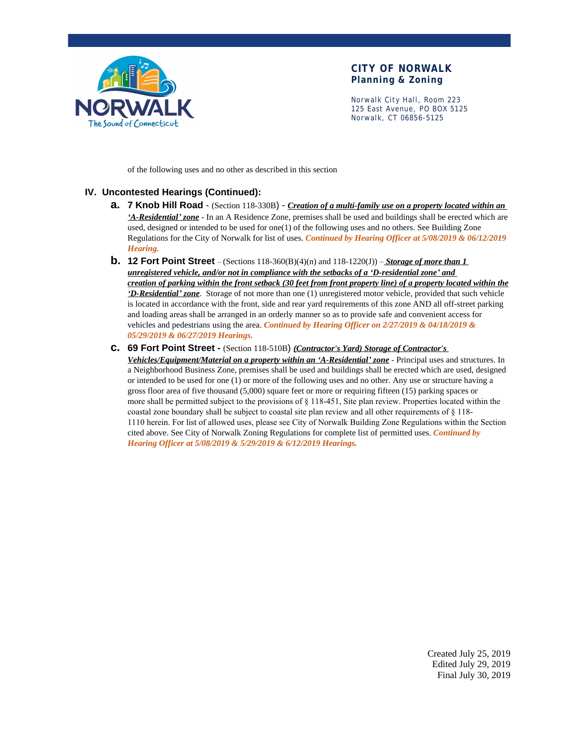of the following uses and no other as described in this section

## IV. Uncontested Hearings (Continued):

a. **7 Knob Hill Road** - (Section 118-330B) - ***Creation of a multi-family use on a property located within an 'A-Residential' zone*** - In an A Residence Zone, premises shall be used and buildings shall be erected which are used, designed or intended to be used for one(1) of the following uses and no others. See Building Zone Regulations for the City of Norwalk for list of uses. ***Continued by Hearing Officer at 5/08/2019 & 06/12/2019 Hearing.***

b. **12 Fort Point Street** – (Sections 118-360(B)(4)(n) and 118-1220(J)) – ***Storage of more than 1 unregistered vehicle, and/or not in compliance with the setbacks of a 'D-residential zone' and creation of parking within the front setback (30 feet from front property line) of a property located within the 'D-Residential' zone***. Storage of not more than one (1) unregistered motor vehicle, provided that such vehicle is located in accordance with the front, side and rear yard requirements of this zone AND all off-street parking and loading areas shall be arranged in an orderly manner so as to provide safe and convenient access for vehicles and pedestrians using the area. ***Continued by Hearing Officer on 2/27/2019 & 04/18/2019 & 05/29/2019 & 06/27/2019 Hearings.***

c. **69 Fort Point Street -** (Section 118-510B) ***(Contractor's Yard) Storage of Contractor's Vehicles/Equipment/Material on a property within an 'A-Residential' zone*** - Principal uses and structures. In a Neighborhood Business Zone, premises shall be used and buildings shall be erected which are used, designed or intended to be used for one (1) or more of the following uses and no other. Any use or structure having a gross floor area of five thousand (5,000) square feet or more or requiring fifteen (15) parking spaces or more shall be permitted subject to the provisions of § 118-451, Site plan review. Properties located within the coastal zone boundary shall be subject to coastal site plan review and all other requirements of § 118-1110 herein. For list of allowed uses, please see City of Norwalk Building Zone Regulations within the Section cited above. See City of Norwalk Zoning Regulations for complete list of permitted uses. ***Continued by Hearing Officer at 5/08/2019 & 5/29/2019 & 6/12/2019 Hearings.***

Created July 25, 2019
Edited July 29, 2019
Final July 30, 2019